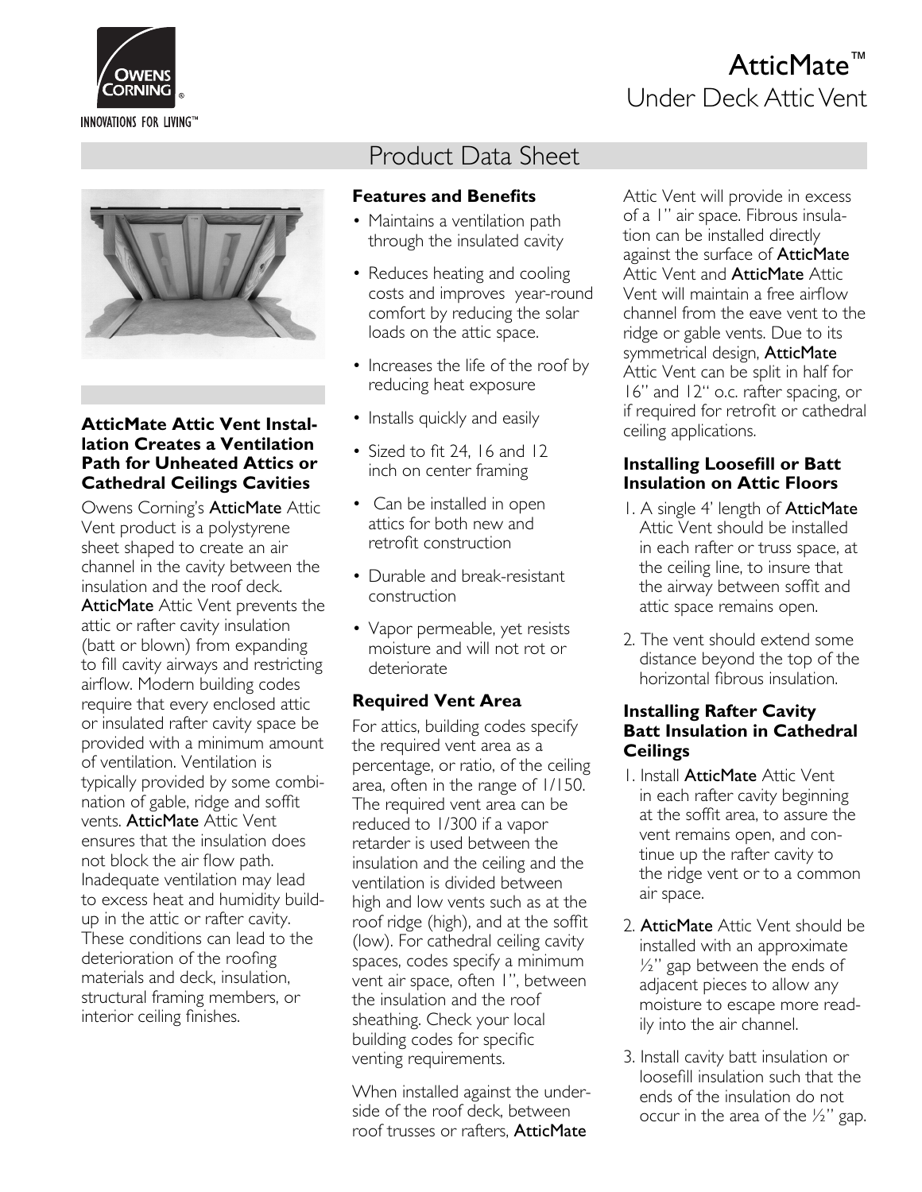# AtticMate™

## Under Deck Attic Vent

## Product Data Sheet

### AtticMate Attic Vent Installation Creates a Ventilation Path for Unheated Attics or Cathedral Ceilings Cavities

Owens Corning's **AtticMate** Attic Vent product is a polystyrene sheet shaped to create an air channel in the cavity between the insulation and the roof deck. **AtticMate** Attic Vent prevents the attic or rafter cavity insulation (batt or blown) from expanding to fill cavity airways and restricting airflow. Modern building codes require that every enclosed attic or insulated rafter cavity space be provided with a minimum amount of ventilation. Ventilation is typically provided by some combination of gable, ridge and soffit vents. **AtticMate** Attic Vent ensures that the insulation does not block the air flow path. Inadequate ventilation may lead to excess heat and humidity build-up in the attic or rafter cavity. These conditions can lead to the deterioration of the roofing materials and deck, insulation, structural framing members, or interior ceiling finishes.

### Features and Benefits

- Maintains a ventilation path through the insulated cavity
- Reduces heating and cooling costs and improves year-round comfort by reducing the solar loads on the attic space.
- Increases the life of the roof by reducing heat exposure
- Installs quickly and easily
- Sized to fit 24, 16 and 12 inch on center framing
- Can be installed in open attics for both new and retrofit construction
- Durable and break-resistant construction
- Vapor permeable, yet resists moisture and will not rot or deteriorate

### Required Vent Area

For attics, building codes specify the required vent area as a percentage, or ratio, of the ceiling area, often in the range of 1/150. The required vent area can be reduced to 1/300 if a vapor retarder is used between the insulation and the ceiling and the ventilation is divided between high and low vents such as at the roof ridge (high), and at the soffit (low). For cathedral ceiling cavity spaces, codes specify a minimum vent air space, often 1", between the insulation and the roof sheathing. Check your local building codes for specific venting requirements.

When installed against the underside of the roof deck, between roof trusses or rafters, **AtticMate** Attic Vent will provide in excess of a 1" air space. Fibrous insulation can be installed directly against the surface of **AtticMate** Attic Vent and **AtticMate** Attic Vent will maintain a free airflow channel from the eave vent to the ridge or gable vents. Due to its symmetrical design, **AtticMate** Attic Vent can be split in half for 16" and 12" o.c. rafter spacing, or if required for retrofit or cathedral ceiling applications.

### Installing Loosefill or Batt Insulation on Attic Floors

1. A single 4' length of **AtticMate** Attic Vent should be installed in each rafter or truss space, at the ceiling line, to insure that the airway between soffit and attic space remains open.
2. The vent should extend some distance beyond the top of the horizontal fibrous insulation.

### Installing Rafter Cavity Batt Insulation in Cathedral Ceilings

1. Install **AtticMate** Attic Vent in each rafter cavity beginning at the soffit area, to assure the vent remains open, and continue up the rafter cavity to the ridge vent or to a common air space.
2. **AtticMate** Attic Vent should be installed with an approximate ½" gap between the ends of adjacent pieces to allow any moisture to escape more readily into the air channel.
3. Install cavity batt insulation or loosefill insulation such that the ends of the insulation do not occur in the area of the ½" gap.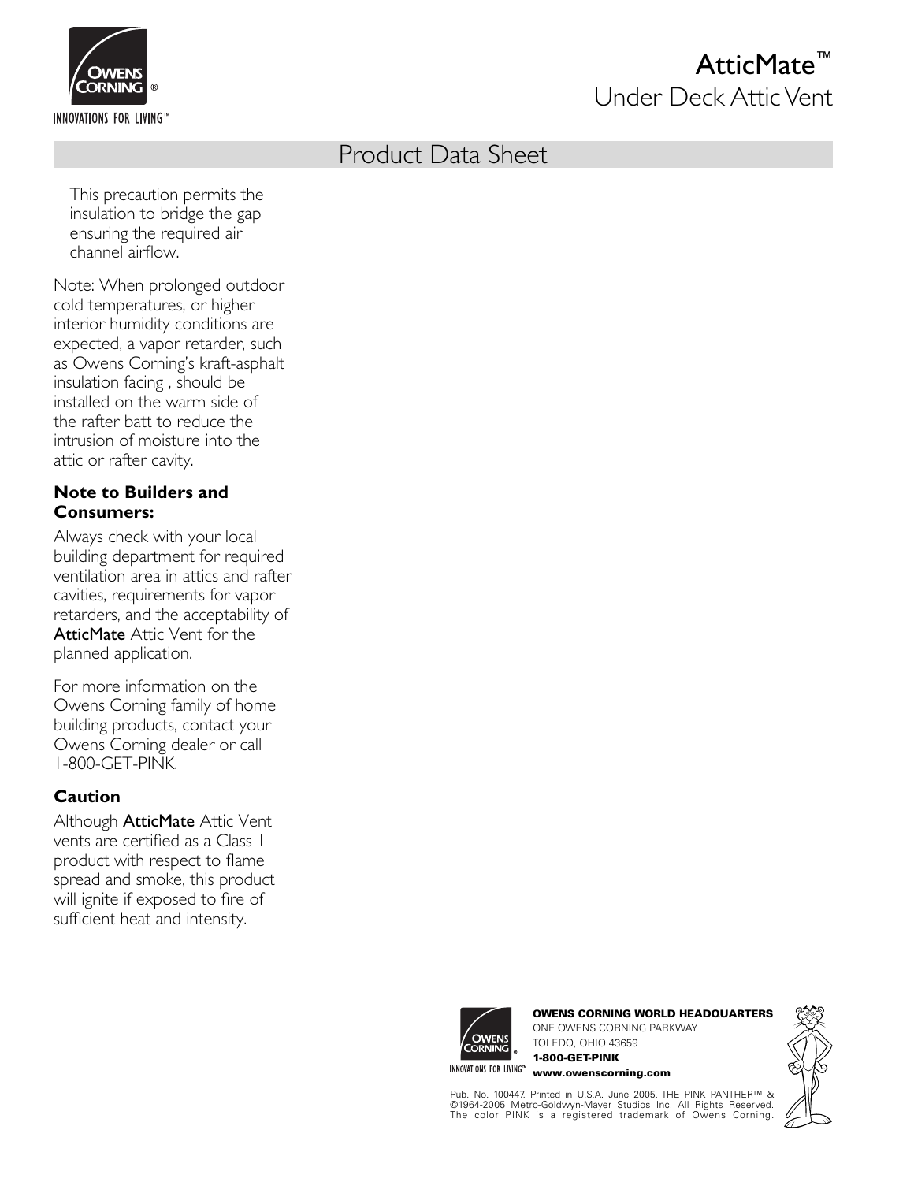This precaution permits the insulation to bridge the gap ensuring the required air channel airflow.

Note: When prolonged outdoor cold temperatures, or higher interior humidity conditions are expected, a vapor retarder, such as Owens Corning's kraft-asphalt insulation facing , should be installed on the warm side of the rafter batt to reduce the intrusion of moisture into the attic or rafter cavity.

### Note to Builders and Consumers:

Always check with your local building department for required ventilation area in attics and rafter cavities, requirements for vapor retarders, and the acceptability of **AtticMate** Attic Vent for the planned application.

For more information on the Owens Corning family of home building products, contact your Owens Corning dealer or call 1-800-GET-PINK.

### Caution

Although **AtticMate** Attic Vent vents are certified as a Class 1 product with respect to flame spread and smoke, this product will ignite if exposed to fire of sufficient heat and intensity.

**OWENS CORNING WORLD HEADQUARTERS**
ONE OWENS CORNING PARKWAY
TOLEDO, OHIO 43659
**1-800-GET-PINK**
**www.owenscorning.com**

Pub. No. 100447. Printed in U.S.A. June 2005. THE PINK PANTHER™ & ©1964-2005 Metro-Goldwyn-Mayer Studios Inc. All Rights Reserved. The color PINK is a registered trademark of Owens Corning.